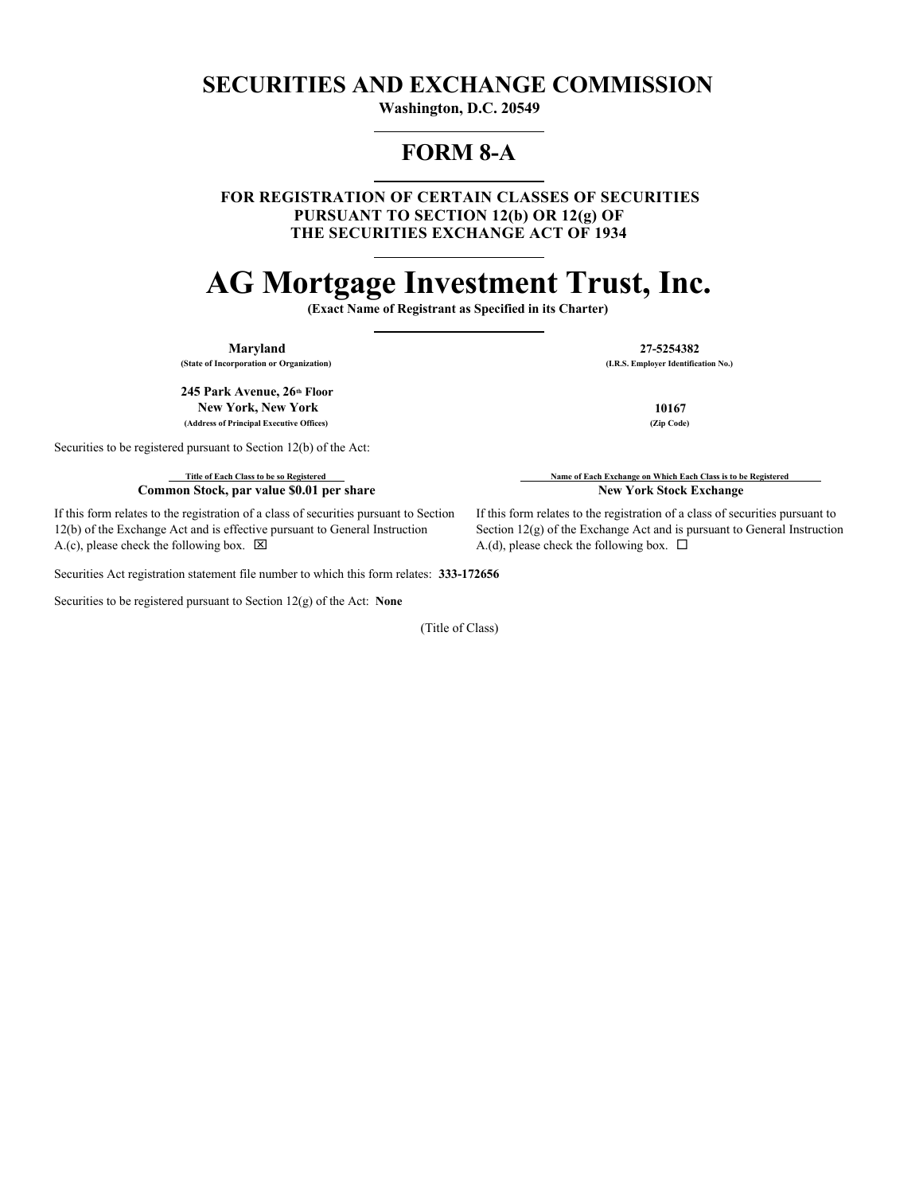# SECURITIES AND EXCHANGE COMMISSION

**Washington, D.C. 20549**

# FORM 8-A

**FOR REGISTRATION OF CERTAIN CLASSES OF SECURITIES PURSUANT TO SECTION 12(b) OR 12(g) OF THE SECURITIES EXCHANGE ACT OF 1934**

# AG Mortgage Investment Trust, Inc.

**(Exact Name of Registrant as Specified in its Charter)**

| **Maryland** | **27-5254382** |
|---|---|
| (State of Incorporation or Organization) | (I.R.S. Employer Identification No.) |
| **245 Park Avenue, 26th Floor New York, New York** | **10167** |
| (Address of Principal Executive Offices) | (Zip Code) |

Securities to be registered pursuant to Section 12(b) of the Act:

| Title of Each Class to be so Registered | Name of Each Exchange on Which Each Class is to be Registered |
|---|---|
| **Common Stock, par value $0.01 per share** | **New York Stock Exchange** |

If this form relates to the registration of a class of securities pursuant to Section 12(b) of the Exchange Act and is effective pursuant to General Instruction A.(c), please check the following box. ☒

If this form relates to the registration of a class of securities pursuant to Section 12(g) of the Exchange Act and is pursuant to General Instruction A.(d), please check the following box. ☐

Securities Act registration statement file number to which this form relates: **333-172656**

Securities to be registered pursuant to Section 12(g) of the Act: **None**

(Title of Class)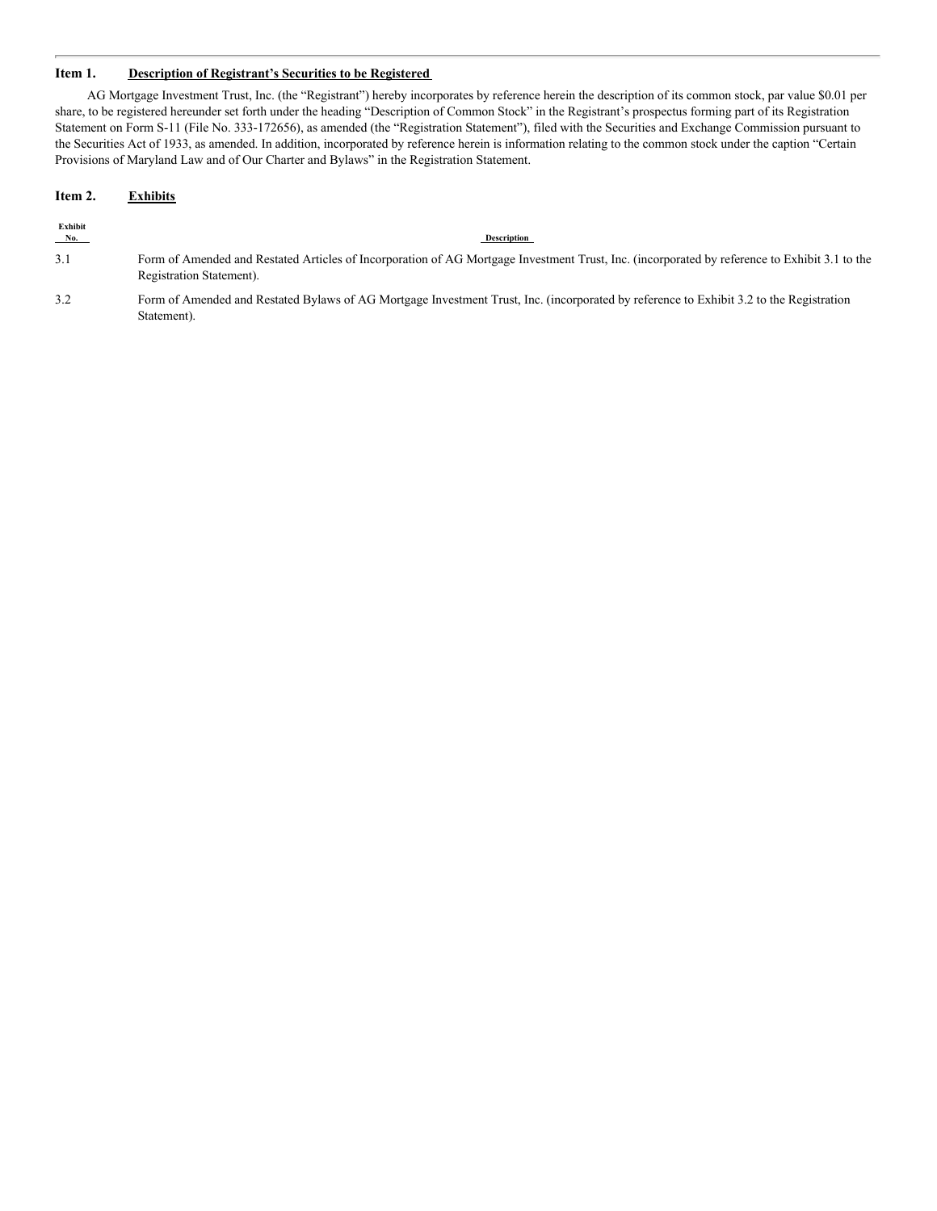## Item 1. Description of Registrant's Securities to be Registered

AG Mortgage Investment Trust, Inc. (the "Registrant") hereby incorporates by reference herein the description of its common stock, par value $0.01 per share, to be registered hereunder set forth under the heading "Description of Common Stock" in the Registrant's prospectus forming part of its Registration Statement on Form S-11 (File No. 333-172656), as amended (the "Registration Statement"), filed with the Securities and Exchange Commission pursuant to the Securities Act of 1933, as amended. In addition, incorporated by reference herein is information relating to the common stock under the caption "Certain Provisions of Maryland Law and of Our Charter and Bylaws" in the Registration Statement.

## Item 2. Exhibits

| Exhibit No. | Description |
|---|---|
| 3.1 | Form of Amended and Restated Articles of Incorporation of AG Mortgage Investment Trust, Inc. (incorporated by reference to Exhibit 3.1 to the Registration Statement). |
| 3.2 | Form of Amended and Restated Bylaws of AG Mortgage Investment Trust, Inc. (incorporated by reference to Exhibit 3.2 to the Registration Statement). |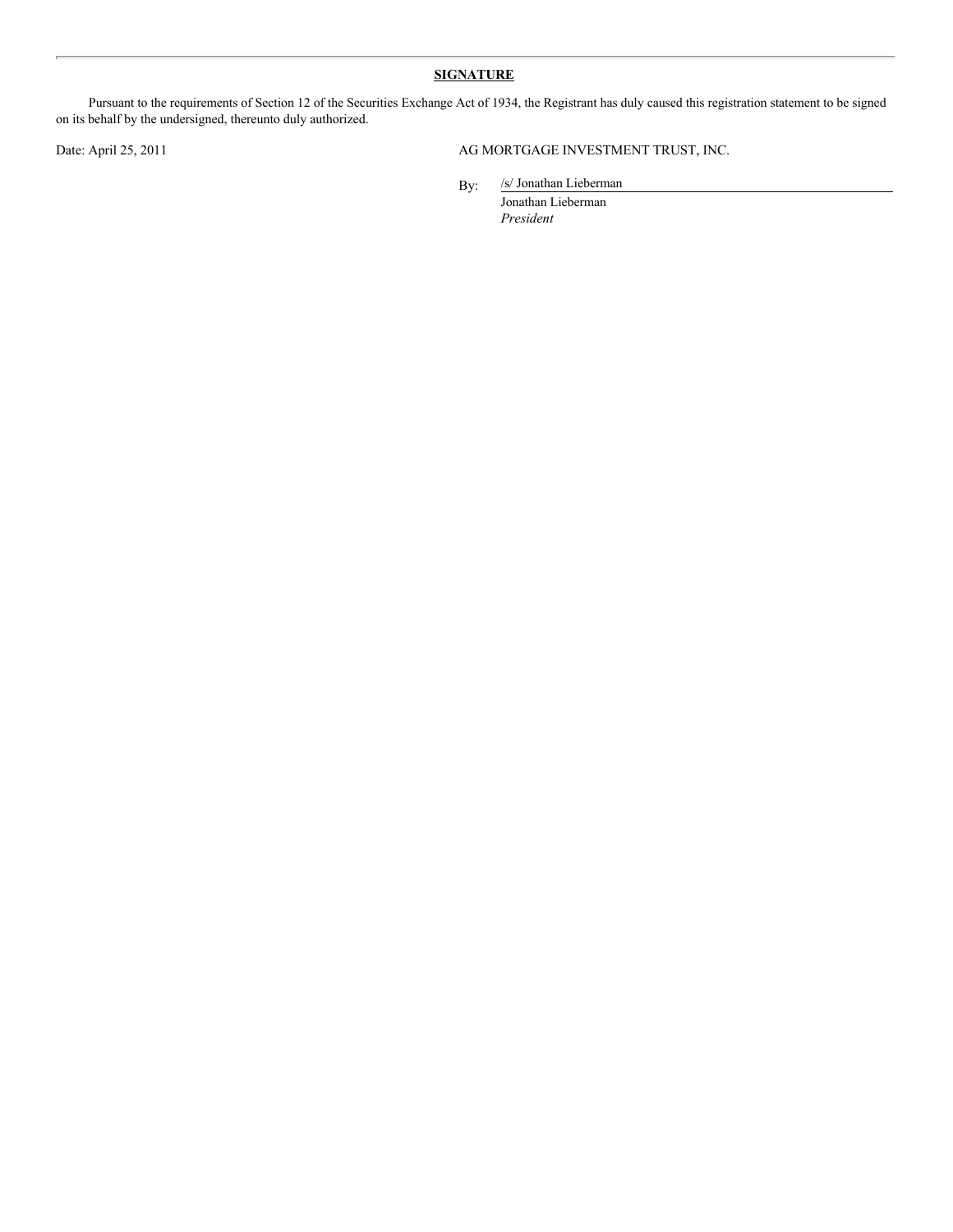## **SIGNATURE**

Pursuant to the requirements of Section 12 of the Securities Exchange Act of 1934, the Registrant has duly caused this registration statement to be signed on its behalf by the undersigned, thereunto duly authorized.

Date: April 25, 2011

AG MORTGAGE INVESTMENT TRUST, INC.

By: /s/ Jonathan Lieberman

Jonathan Lieberman

*President*